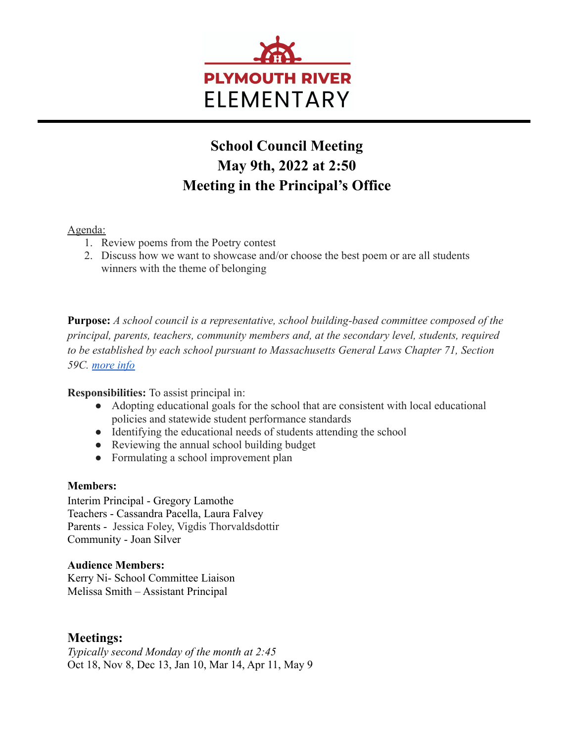PLYMOUTH RIVER
ELEMENTARY

# School Council Meeting
# May 9th, 2022 at 2:50
# Meeting in the Principal's Office

Agenda:

1. Review poems from the Poetry contest
2. Discuss how we want to showcase and/or choose the best poem or are all students winners with the theme of belonging

**Purpose:** *A school council is a representative, school building-based committee composed of the principal, parents, teachers, community members and, at the secondary level, students, required to be established by each school pursuant to Massachusetts General Laws Chapter 71, Section 59C. [more info]*

**Responsibilities:** To assist principal in:

- Adopting educational goals for the school that are consistent with local educational policies and statewide student performance standards
- Identifying the educational needs of students attending the school
- Reviewing the annual school building budget
- Formulating a school improvement plan

**Members:**
Interim Principal - Gregory Lamothe
Teachers - Cassandra Pacella, Laura Falvey
Parents - Jessica Foley, Vigdis Thorvaldsdottir
Community - Joan Silver

**Audience Members:**
Kerry Ni- School Committee Liaison
Melissa Smith – Assistant Principal

## Meetings:

*Typically second Monday of the month at 2:45*
Oct 18, Nov 8, Dec 13, Jan 10, Mar 14, Apr 11, May 9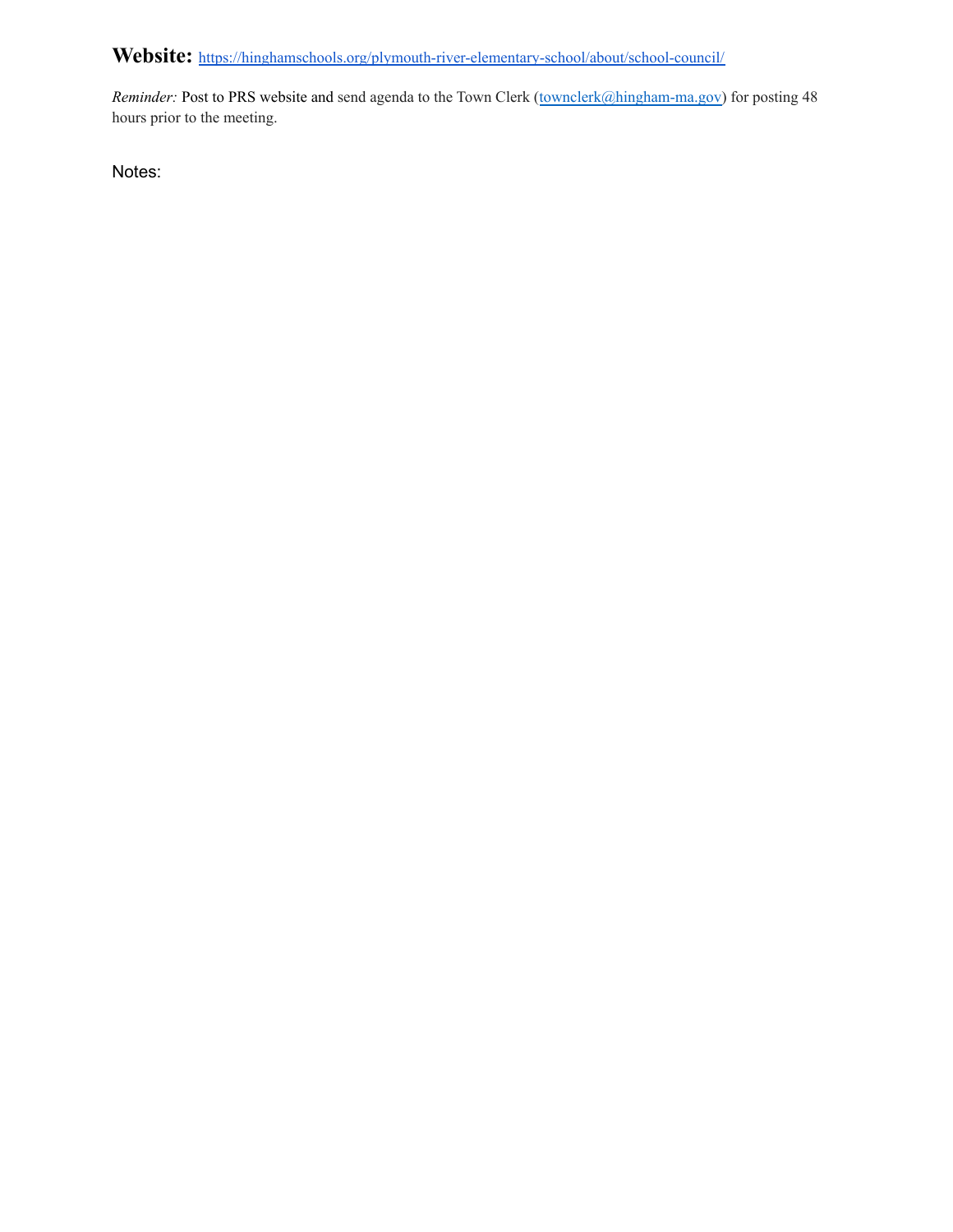**Website:** https://hinghamschools.org/plymouth-river-elementary-school/about/school-council/

*Reminder:* Post to PRS website and send agenda to the Town Clerk (townclerk@hingham-ma.gov) for posting 48 hours prior to the meeting.

Notes: